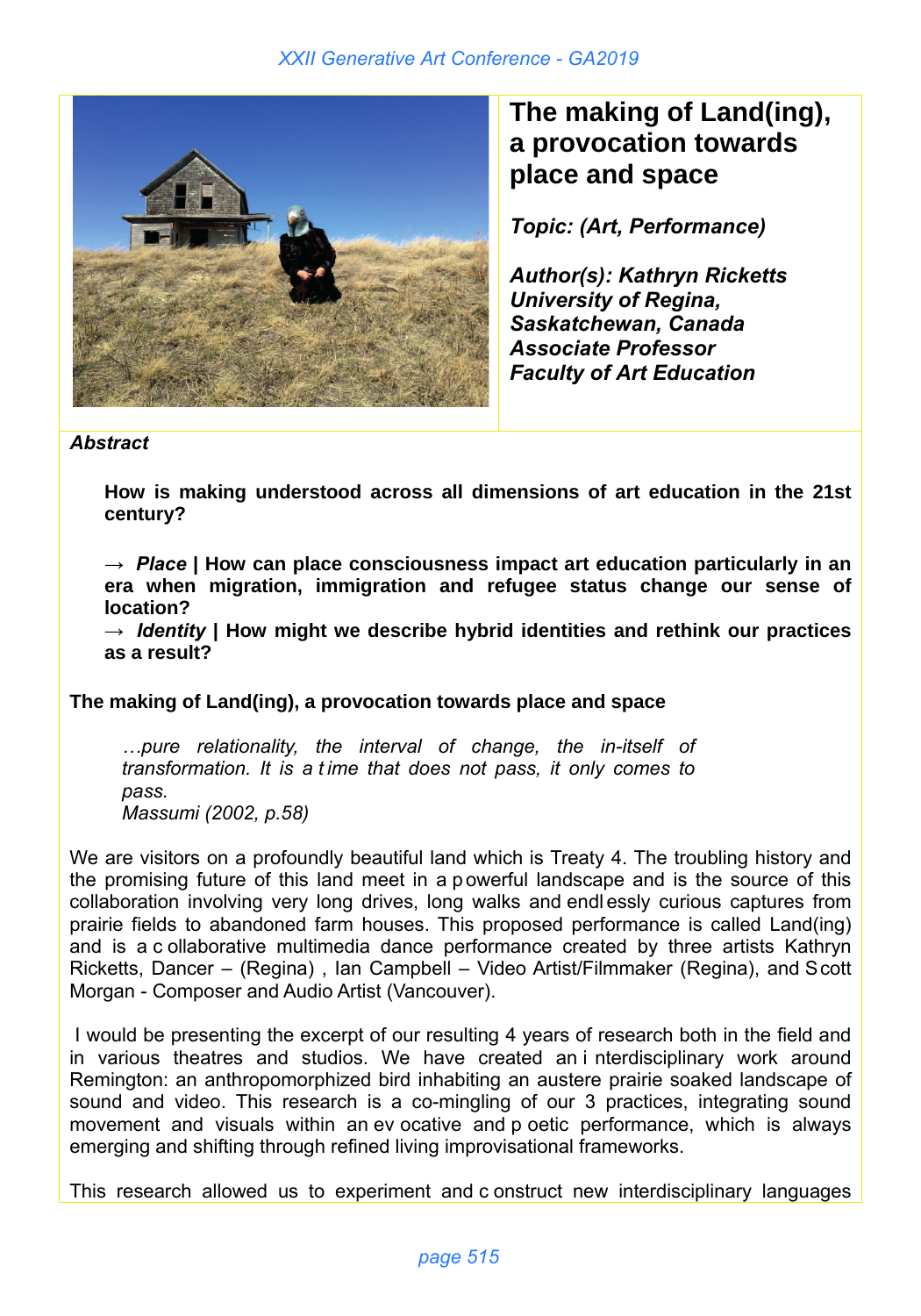# The making of Land(ing), a provocation towards place and space

***Topic: (Art, Performance)***

***Author(s): Kathryn Ricketts***
***University of Regina, Saskatchewan, Canada***
***Associate Professor***
***Faculty of Art Education***

***Abstract***

**How is making understood across all dimensions of art education in the 21st century?**

**→ *Place* | How can place consciousness impact art education particularly in an era when migration, immigration and refugee status change our sense of location?**
**→ *Identity* | How might we describe hybrid identities and rethink our practices as a result?**

**The making of Land(ing), a provocation towards place and space**

> *…pure relationality, the interval of change, the in-itself of transformation. It is a time that does not pass, it only comes to pass.*
> *Massumi (2002, p.58)*

We are visitors on a profoundly beautiful land which is Treaty 4. The troubling history and the promising future of this land meet in a powerful landscape and is the source of this collaboration involving very long drives, long walks and endlessly curious captures from prairie fields to abandoned farm houses. This proposed performance is called Land(ing) and is a collaborative multimedia dance performance created by three artists Kathryn Ricketts, Dancer – (Regina) , Ian Campbell – Video Artist/Filmmaker (Regina), and Scott Morgan - Composer and Audio Artist (Vancouver).

I would be presenting the excerpt of our resulting 4 years of research both in the field and in various theatres and studios. We have created an interdisciplinary work around Remington: an anthropomorphized bird inhabiting an austere prairie soaked landscape of sound and video. This research is a co-mingling of our 3 practices, integrating sound movement and visuals within an evocative and poetic performance, which is always emerging and shifting through refined living improvisational frameworks.

This research allowed us to experiment and construct new interdisciplinary languages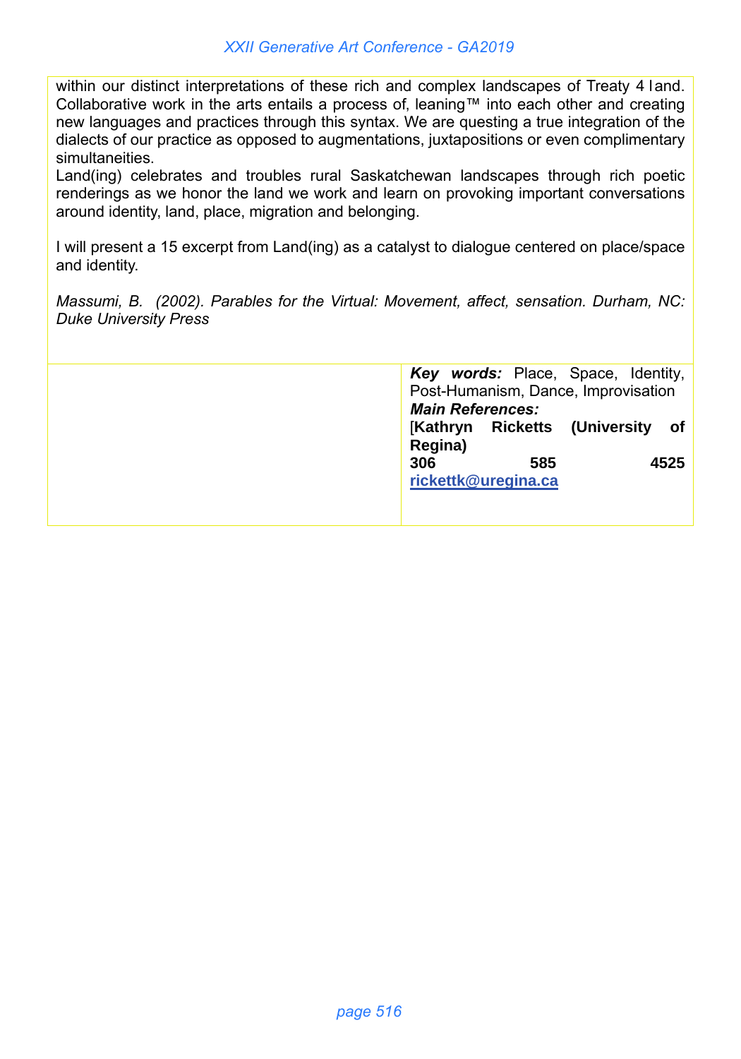within our distinct interpretations of these rich and complex landscapes of Treaty 4 land. Collaborative work in the arts entails a process of, leaning™ into each other and creating new languages and practices through this syntax. We are questing a true integration of the dialects of our practice as opposed to augmentations, juxtapositions or even complimentary simultaneities.
Land(ing) celebrates and troubles rural Saskatchewan landscapes through rich poetic renderings as we honor the land we work and learn on provoking important conversations around identity, land, place, migration and belonging.

I will present a 15 excerpt from Land(ing) as a catalyst to dialogue centered on place/space and identity.

*Massumi, B. (2002). Parables for the Virtual: Movement, affect, sensation. Durham, NC: Duke University Press*

***Key words:*** Place, Space, Identity, Post-Humanism, Dance, Improvisation
***Main References:***
[**Kathryn Ricketts (University of Regina)**
**306 585 4525**
**rickettk@uregina.ca**